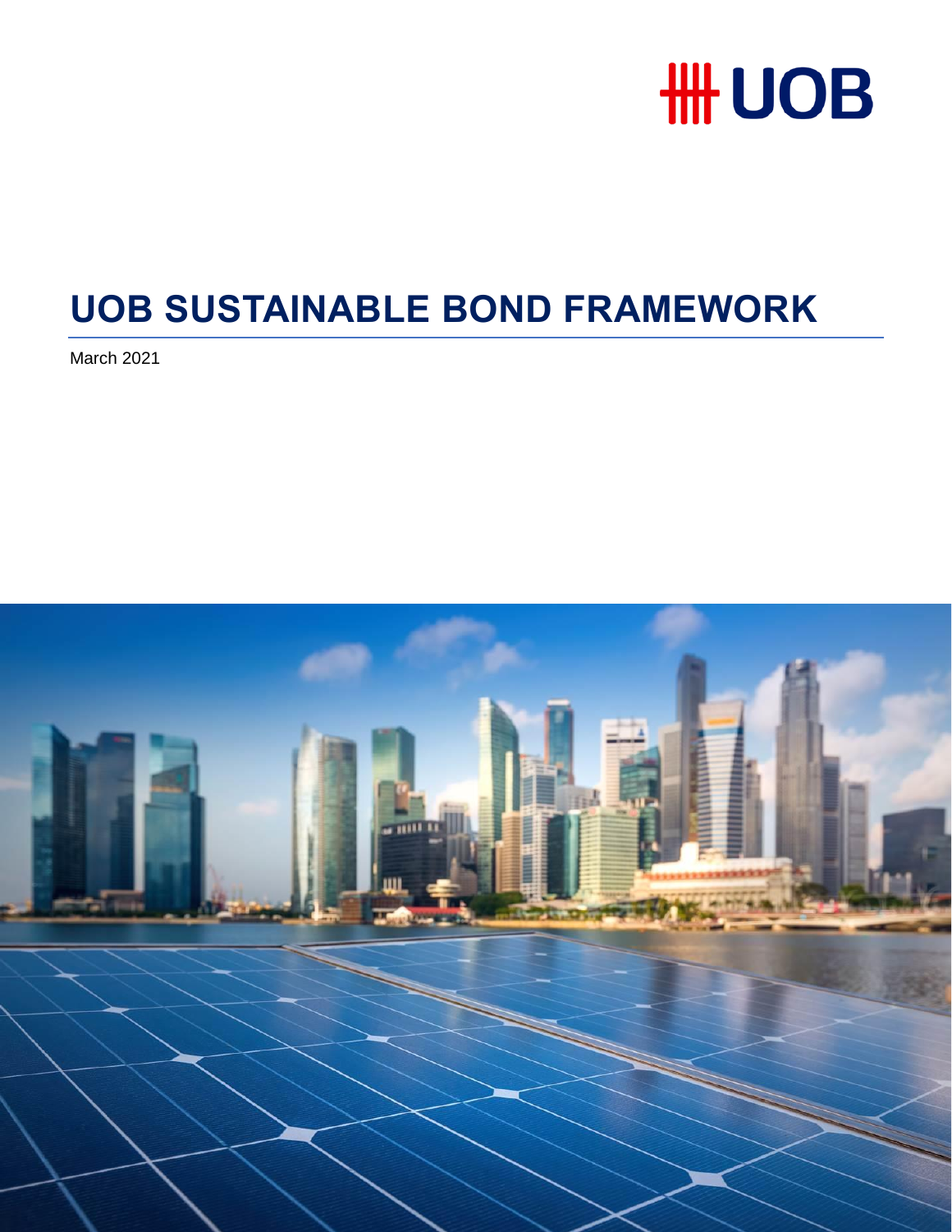UOB

# UOB SUSTAINABLE BOND FRAMEWORK

March 2021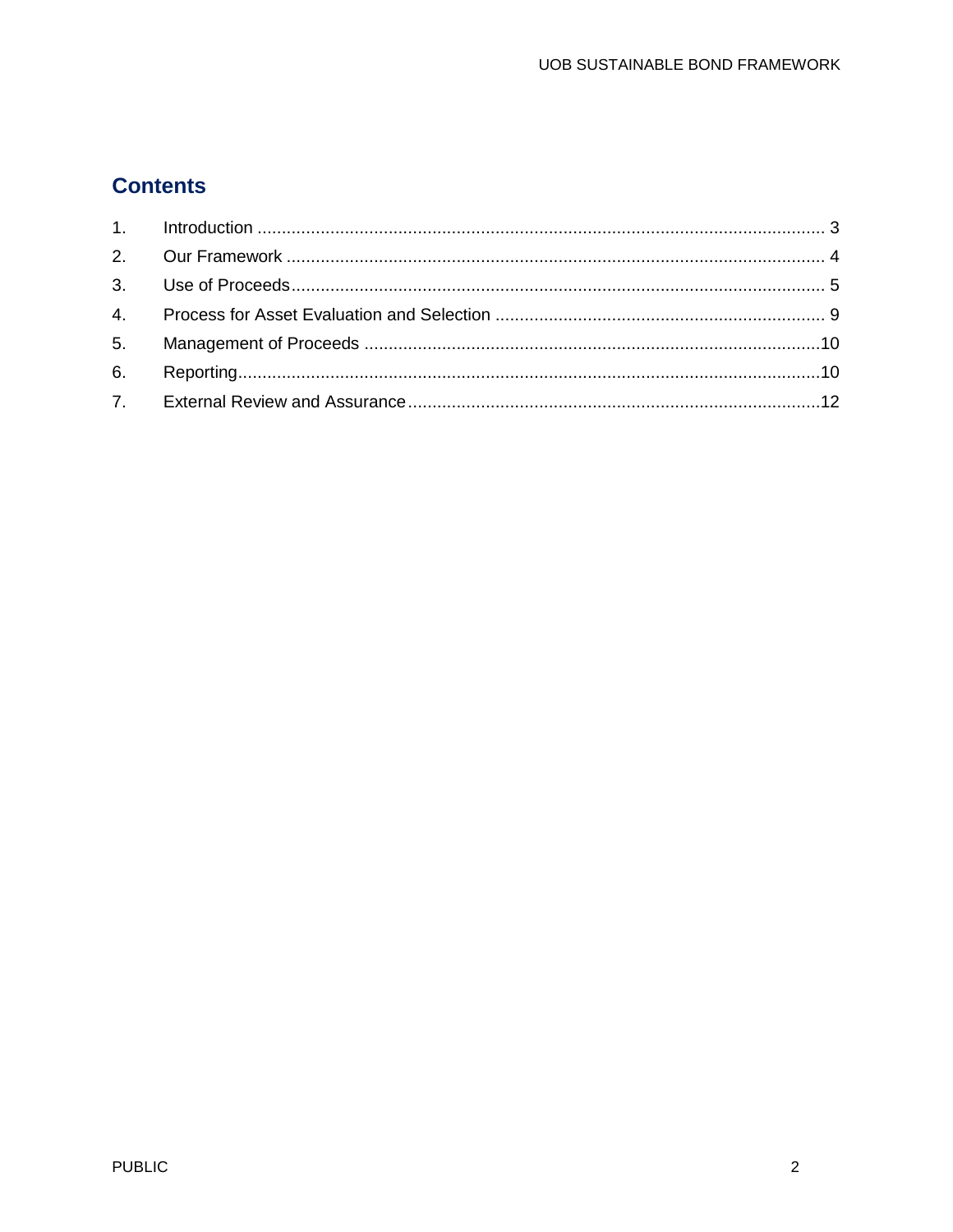## Contents

1. Introduction ........................................................................................................ 3
2. Our Framework .................................................................................................. 4
3. Use of Proceeds ................................................................................................. 5
4. Process for Asset Evaluation and Selection ......................................................... 9
5. Management of Proceeds ..................................................................................10
6. Reporting...........................................................................................................10
7. External Review and Assurance .........................................................................12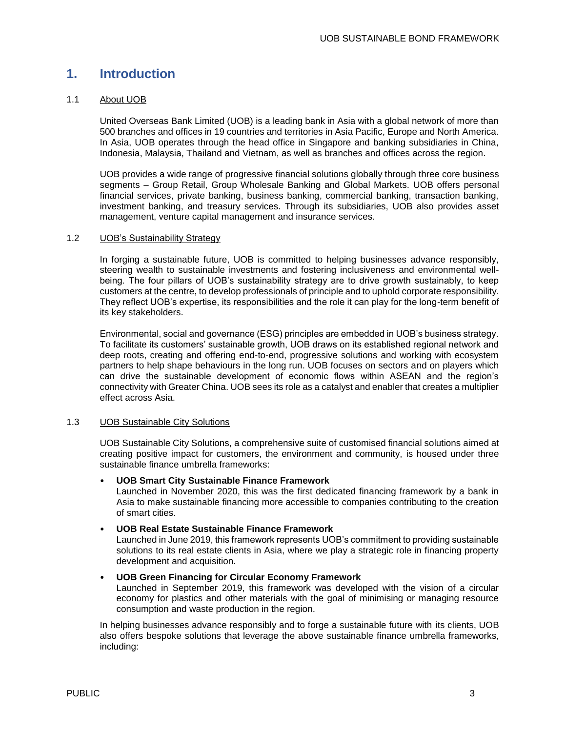# 1. Introduction

## 1.1 About UOB

United Overseas Bank Limited (UOB) is a leading bank in Asia with a global network of more than 500 branches and offices in 19 countries and territories in Asia Pacific, Europe and North America. In Asia, UOB operates through the head office in Singapore and banking subsidiaries in China, Indonesia, Malaysia, Thailand and Vietnam, as well as branches and offices across the region.

UOB provides a wide range of progressive financial solutions globally through three core business segments – Group Retail, Group Wholesale Banking and Global Markets. UOB offers personal financial services, private banking, business banking, commercial banking, transaction banking, investment banking, and treasury services. Through its subsidiaries, UOB also provides asset management, venture capital management and insurance services.

## 1.2 UOB's Sustainability Strategy

In forging a sustainable future, UOB is committed to helping businesses advance responsibly, steering wealth to sustainable investments and fostering inclusiveness and environmental well-being. The four pillars of UOB's sustainability strategy are to drive growth sustainably, to keep customers at the centre, to develop professionals of principle and to uphold corporate responsibility. They reflect UOB's expertise, its responsibilities and the role it can play for the long-term benefit of its key stakeholders.

Environmental, social and governance (ESG) principles are embedded in UOB's business strategy. To facilitate its customers' sustainable growth, UOB draws on its established regional network and deep roots, creating and offering end-to-end, progressive solutions and working with ecosystem partners to help shape behaviours in the long run. UOB focuses on sectors and on players which can drive the sustainable development of economic flows within ASEAN and the region's connectivity with Greater China. UOB sees its role as a catalyst and enabler that creates a multiplier effect across Asia.

## 1.3 UOB Sustainable City Solutions

UOB Sustainable City Solutions, a comprehensive suite of customised financial solutions aimed at creating positive impact for customers, the environment and community, is housed under three sustainable finance umbrella frameworks:

- **UOB Smart City Sustainable Finance Framework**
  Launched in November 2020, this was the first dedicated financing framework by a bank in Asia to make sustainable financing more accessible to companies contributing to the creation of smart cities.
- **UOB Real Estate Sustainable Finance Framework**
  Launched in June 2019, this framework represents UOB's commitment to providing sustainable solutions to its real estate clients in Asia, where we play a strategic role in financing property development and acquisition.
- **UOB Green Financing for Circular Economy Framework**
  Launched in September 2019, this framework was developed with the vision of a circular economy for plastics and other materials with the goal of minimising or managing resource consumption and waste production in the region.

In helping businesses advance responsibly and to forge a sustainable future with its clients, UOB also offers bespoke solutions that leverage the above sustainable finance umbrella frameworks, including: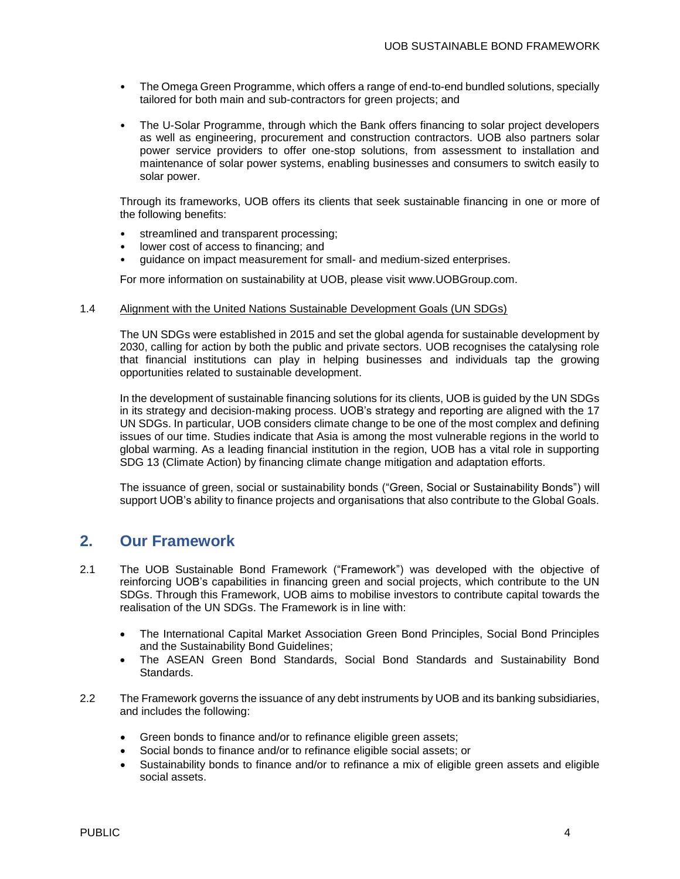- The Omega Green Programme, which offers a range of end-to-end bundled solutions, specially tailored for both main and sub-contractors for green projects; and
- The U-Solar Programme, through which the Bank offers financing to solar project developers as well as engineering, procurement and construction contractors. UOB also partners solar power service providers to offer one-stop solutions, from assessment to installation and maintenance of solar power systems, enabling businesses and consumers to switch easily to solar power.

Through its frameworks, UOB offers its clients that seek sustainable financing in one or more of the following benefits:

- streamlined and transparent processing;
- lower cost of access to financing; and
- guidance on impact measurement for small- and medium-sized enterprises.

For more information on sustainability at UOB, please visit www.UOBGroup.com.

1.4 Alignment with the United Nations Sustainable Development Goals (UN SDGs)

The UN SDGs were established in 2015 and set the global agenda for sustainable development by 2030, calling for action by both the public and private sectors. UOB recognises the catalysing role that financial institutions can play in helping businesses and individuals tap the growing opportunities related to sustainable development.

In the development of sustainable financing solutions for its clients, UOB is guided by the UN SDGs in its strategy and decision-making process. UOB's strategy and reporting are aligned with the 17 UN SDGs. In particular, UOB considers climate change to be one of the most complex and defining issues of our time. Studies indicate that Asia is among the most vulnerable regions in the world to global warming. As a leading financial institution in the region, UOB has a vital role in supporting SDG 13 (Climate Action) by financing climate change mitigation and adaptation efforts.

The issuance of green, social or sustainability bonds ("Green, Social or Sustainability Bonds") will support UOB's ability to finance projects and organisations that also contribute to the Global Goals.

## 2. Our Framework

2.1 The UOB Sustainable Bond Framework ("Framework") was developed with the objective of reinforcing UOB's capabilities in financing green and social projects, which contribute to the UN SDGs. Through this Framework, UOB aims to mobilise investors to contribute capital towards the realisation of the UN SDGs. The Framework is in line with:

- The International Capital Market Association Green Bond Principles, Social Bond Principles and the Sustainability Bond Guidelines;
- The ASEAN Green Bond Standards, Social Bond Standards and Sustainability Bond Standards.

2.2 The Framework governs the issuance of any debt instruments by UOB and its banking subsidiaries, and includes the following:

- Green bonds to finance and/or to refinance eligible green assets;
- Social bonds to finance and/or to refinance eligible social assets; or
- Sustainability bonds to finance and/or to refinance a mix of eligible green assets and eligible social assets.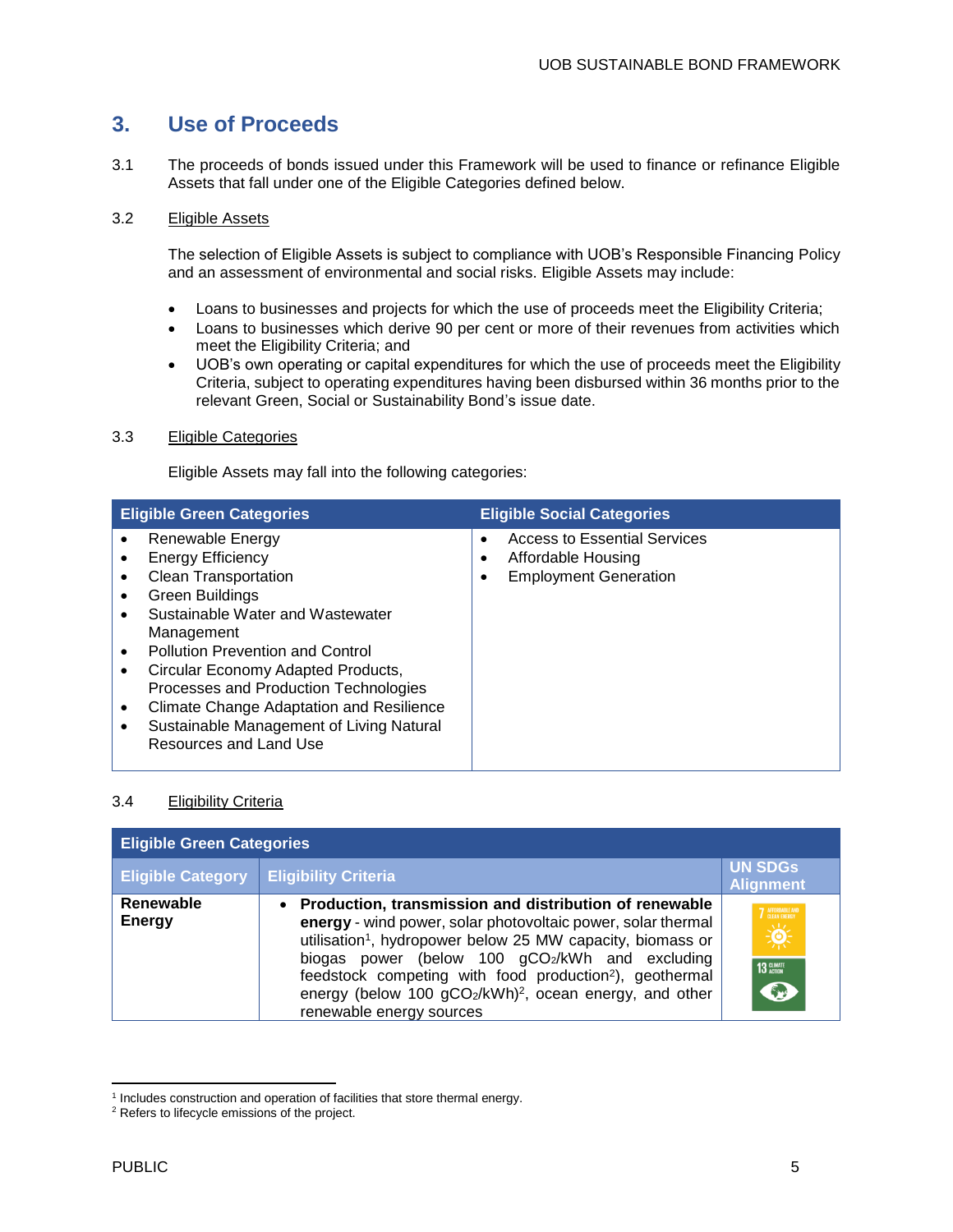## 3. Use of Proceeds

3.1 The proceeds of bonds issued under this Framework will be used to finance or refinance Eligible Assets that fall under one of the Eligible Categories defined below.

3.2 Eligible Assets

The selection of Eligible Assets is subject to compliance with UOB's Responsible Financing Policy and an assessment of environmental and social risks. Eligible Assets may include:

- Loans to businesses and projects for which the use of proceeds meet the Eligibility Criteria;
- Loans to businesses which derive 90 per cent or more of their revenues from activities which meet the Eligibility Criteria; and
- UOB's own operating or capital expenditures for which the use of proceeds meet the Eligibility Criteria, subject to operating expenditures having been disbursed within 36 months prior to the relevant Green, Social or Sustainability Bond's issue date.

3.3 Eligible Categories

Eligible Assets may fall into the following categories:

| Eligible Green Categories | Eligible Social Categories |
|---|---|
| • Renewable Energy<br>• Energy Efficiency<br>• Clean Transportation<br>• Green Buildings<br>• Sustainable Water and Wastewater Management<br>• Pollution Prevention and Control<br>• Circular Economy Adapted Products, Processes and Production Technologies<br>• Climate Change Adaptation and Resilience<br>• Sustainable Management of Living Natural Resources and Land Use | • Access to Essential Services<br>• Affordable Housing<br>• Employment Generation |

3.4 Eligibility Criteria

| Eligible Green Categories | | |
|---|---|---|
| **Eligible Category** | **Eligibility Criteria** | **UN SDGs Alignment** |
| **Renewable Energy** | • **Production, transmission and distribution of renewable energy** - wind power, solar photovoltaic power, solar thermal utilisation[1], hydropower below 25 MW capacity, biomass or biogas power (below 100 $gCO_2/kWh$ and excluding feedstock competing with food production[2]), geothermal energy (below 100 $gCO_2/kWh$)[2], ocean energy, and other renewable energy sources | 7 Affordable and Clean Energy<br>13 Climate Action |

[1] Includes construction and operation of facilities that store thermal energy.

[2] Refers to lifecycle emissions of the project.

PUBLIC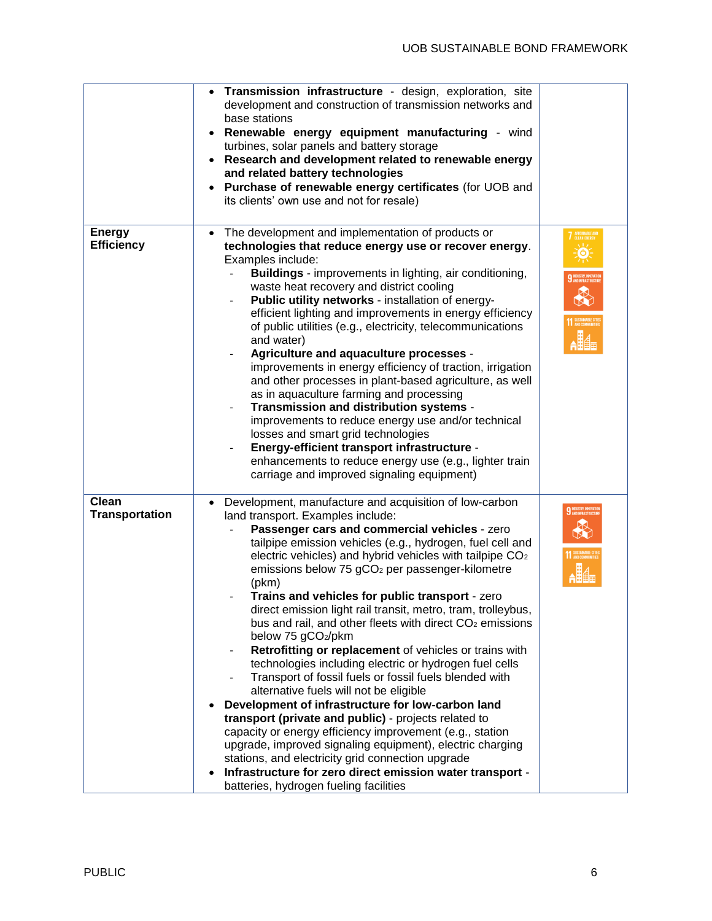| | | |
|---|---|---|
| | • **Transmission infrastructure** - design, exploration, site development and construction of transmission networks and base stations<br>• **Renewable energy equipment manufacturing** - wind turbines, solar panels and battery storage<br>• **Research and development related to renewable energy and related battery technologies**<br>• **Purchase of renewable energy certificates** (for UOB and its clients' own use and not for resale) | |
| **Energy Efficiency** | • The development and implementation of products or **technologies that reduce energy use or recover energy**. Examples include:<br>- **Buildings** - improvements in lighting, air conditioning, waste heat recovery and district cooling<br>- **Public utility networks** - installation of energy-efficient lighting and improvements in energy efficiency of public utilities (e.g., electricity, telecommunications and water)<br>- **Agriculture and aquaculture processes** - improvements in energy efficiency of traction, irrigation and other processes in plant-based agriculture, as well as in aquaculture farming and processing<br>- **Transmission and distribution systems** - improvements to reduce energy use and/or technical losses and smart grid technologies<br>- **Energy-efficient transport infrastructure** - enhancements to reduce energy use (e.g., lighter train carriage and improved signaling equipment) | 7 AFFORDABLE AND CLEAN ENERGY<br>9 INDUSTRY, INNOVATION AND INFRASTRUCTURE<br>11 SUSTAINABLE CITIES AND COMMUNITIES |
| **Clean Transportation** | • Development, manufacture and acquisition of low-carbon land transport. Examples include:<br>- **Passenger cars and commercial vehicles** - zero tailpipe emission vehicles (e.g., hydrogen, fuel cell and electric vehicles) and hybrid vehicles with tailpipe $CO_2$ emissions below 75 $gCO_2$ per passenger-kilometre (pkm)<br>- **Trains and vehicles for public transport** - zero direct emission light rail transit, metro, tram, trolleybus, bus and rail, and other fleets with direct $CO_2$ emissions below 75 $gCO_2$/pkm<br>- **Retrofitting or replacement** of vehicles or trains with technologies including electric or hydrogen fuel cells<br>- Transport of fossil fuels or fossil fuels blended with alternative fuels will not be eligible<br>• **Development of infrastructure for low-carbon land transport (private and public)** - projects related to capacity or energy efficiency improvement (e.g., station upgrade, improved signaling equipment), electric charging stations, and electricity grid connection upgrade<br>• **Infrastructure for zero direct emission water transport** - batteries, hydrogen fueling facilities | 9 INDUSTRY, INNOVATION AND INFRASTRUCTURE<br>11 SUSTAINABLE CITIES AND COMMUNITIES |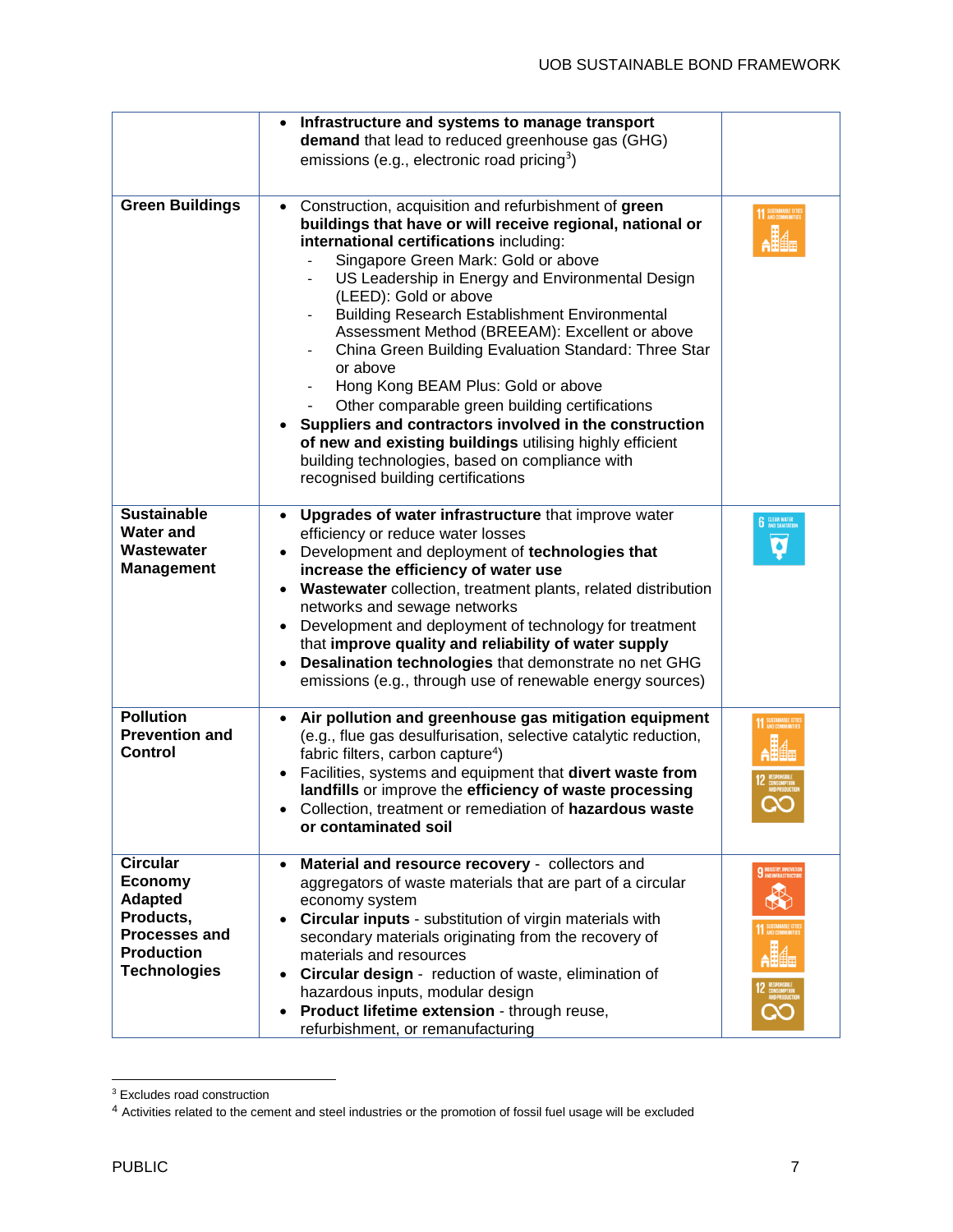| | | |
|---|---|---|
| | • **Infrastructure and systems to manage transport demand** that lead to reduced greenhouse gas (GHG) emissions (e.g., electronic road pricing[3]) | |
| **Green Buildings** | • Construction, acquisition and refurbishment of **green buildings that have or will receive regional, national or international certifications** including:<br>- Singapore Green Mark: Gold or above<br>- US Leadership in Energy and Environmental Design (LEED): Gold or above<br>- Building Research Establishment Environmental Assessment Method (BREEAM): Excellent or above<br>- China Green Building Evaluation Standard: Three Star or above<br>- Hong Kong BEAM Plus: Gold or above<br>- Other comparable green building certifications<br>• **Suppliers and contractors involved in the construction of new and existing buildings** utilising highly efficient building technologies, based on compliance with recognised building certifications | 11 SUSTAINABLE CITIES AND COMMUNITIES |
| **Sustainable Water and Wastewater Management** | • **Upgrades of water infrastructure** that improve water efficiency or reduce water losses<br>• Development and deployment of **technologies that increase the efficiency of water use**<br>• **Wastewater** collection, treatment plants, related distribution networks and sewage networks<br>• Development and deployment of technology for treatment that **improve quality and reliability of water supply**<br>• **Desalination technologies** that demonstrate no net GHG emissions (e.g., through use of renewable energy sources) | 6 CLEAN WATER AND SANITATION |
| **Pollution Prevention and Control** | • **Air pollution and greenhouse gas mitigation equipment** (e.g., flue gas desulfurisation, selective catalytic reduction, fabric filters, carbon capture[4])<br>• Facilities, systems and equipment that **divert waste from landfills** or improve the **efficiency of waste processing**<br>• Collection, treatment or remediation of **hazardous waste or contaminated soil** | 11 SUSTAINABLE CITIES AND COMMUNITIES<br>12 RESPONSIBLE CONSUMPTION AND PRODUCTION |
| **Circular Economy Adapted Products, Processes and Production Technologies** | • **Material and resource recovery** - collectors and aggregators of waste materials that are part of a circular economy system<br>• **Circular inputs** - substitution of virgin materials with secondary materials originating from the recovery of materials and resources<br>• **Circular design** - reduction of waste, elimination of hazardous inputs, modular design<br>• **Product lifetime extension** - through reuse, refurbishment, or remanufacturing | 9 INDUSTRY, INNOVATION AND INFRASTRUCTURE<br>11 SUSTAINABLE CITIES AND COMMUNITIES<br>12 RESPONSIBLE CONSUMPTION AND PRODUCTION |

[3] Excludes road construction

[4] Activities related to the cement and steel industries or the promotion of fossil fuel usage will be excluded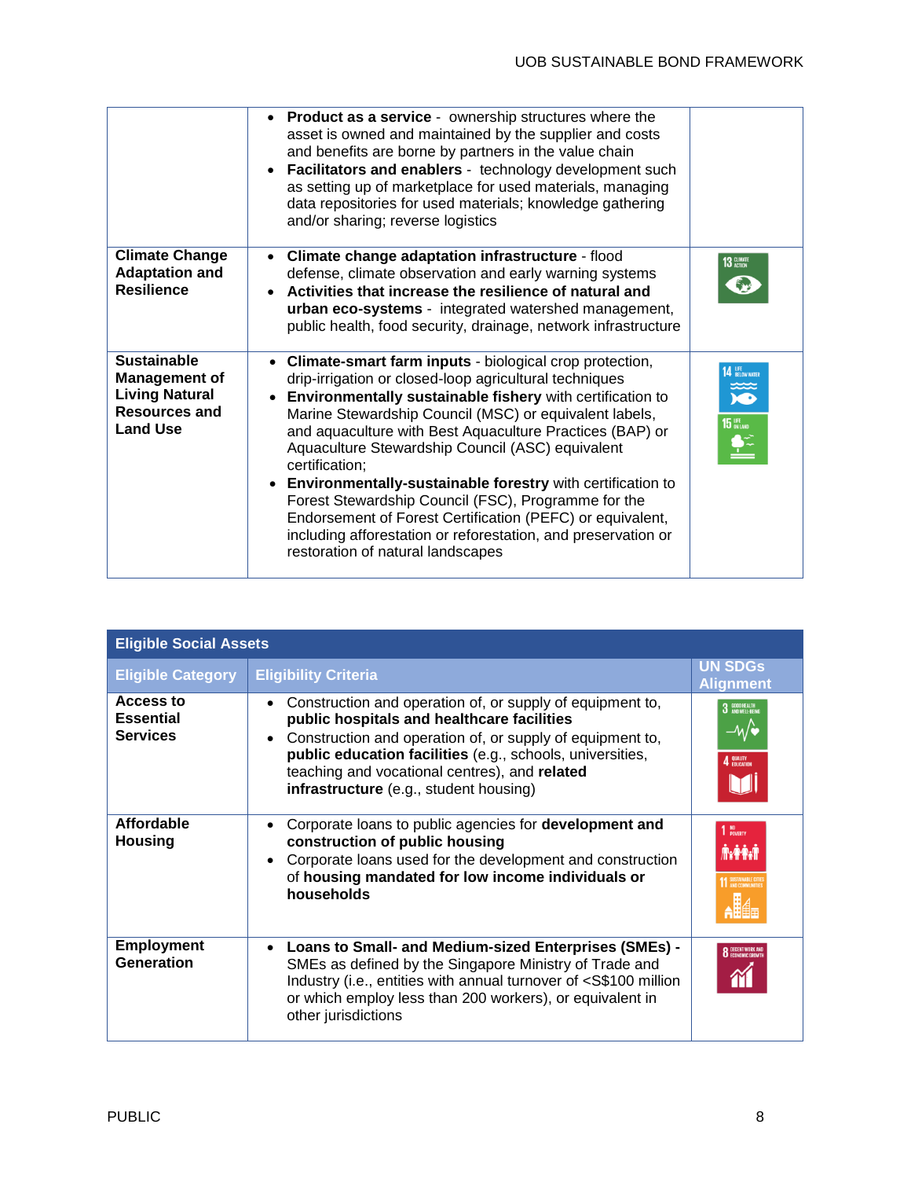| | | |
|---|---|---|
| | • **Product as a service** - ownership structures where the asset is owned and maintained by the supplier and costs and benefits are borne by partners in the value chain<br>• **Facilitators and enablers** - technology development such as setting up of marketplace for used materials, managing data repositories for used materials; knowledge gathering and/or sharing; reverse logistics | |
| **Climate Change Adaptation and Resilience** | • **Climate change adaptation infrastructure** - flood defense, climate observation and early warning systems<br>• **Activities that increase the resilience of natural and urban eco-systems** - integrated watershed management, public health, food security, drainage, network infrastructure | 13 Climate Action |
| **Sustainable Management of Living Natural Resources and Land Use** | • **Climate-smart farm inputs** - biological crop protection, drip-irrigation or closed-loop agricultural techniques<br>• **Environmentally sustainable fishery** with certification to Marine Stewardship Council (MSC) or equivalent labels, and aquaculture with Best Aquaculture Practices (BAP) or Aquaculture Stewardship Council (ASC) equivalent certification;<br>• **Environmentally-sustainable forestry** with certification to Forest Stewardship Council (FSC), Programme for the Endorsement of Forest Certification (PEFC) or equivalent, including afforestation or reforestation, and preservation or restoration of natural landscapes | 14 Life Below Water<br>15 Life on Land |

| **Eligible Social Assets** | | |
|---|---|---|
| **Eligible Category** | **Eligibility Criteria** | **UN SDGs Alignment** |
| **Access to Essential Services** | • Construction and operation of, or supply of equipment to, **public hospitals and healthcare facilities**<br>• Construction and operation of, or supply of equipment to, **public education facilities** (e.g., schools, universities, teaching and vocational centres), and **related infrastructure** (e.g., student housing) | 3 Good Health and Well-Being<br>4 Quality Education |
| **Affordable Housing** | • Corporate loans to public agencies for **development and construction of public housing**<br>• Corporate loans used for the development and construction of **housing mandated for low income individuals or households** | 1 No Poverty<br>11 Sustainable Cities and Communities |
| **Employment Generation** | • **Loans to Small- and Medium-sized Enterprises (SMEs)** - SMEs as defined by the Singapore Ministry of Trade and Industry (i.e., entities with annual turnover of <S$100 million or which employ less than 200 workers), or equivalent in other jurisdictions | 8 Decent Work and Economic Growth |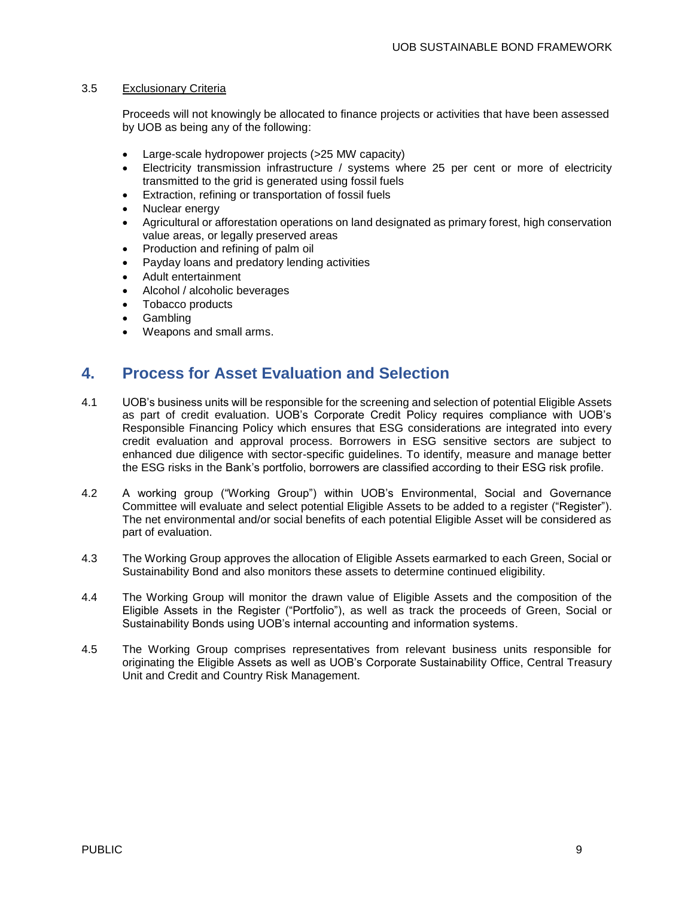### 3.5 Exclusionary Criteria

Proceeds will not knowingly be allocated to finance projects or activities that have been assessed by UOB as being any of the following:

- Large-scale hydropower projects (>25 MW capacity)
- Electricity transmission infrastructure / systems where 25 per cent or more of electricity transmitted to the grid is generated using fossil fuels
- Extraction, refining or transportation of fossil fuels
- Nuclear energy
- Agricultural or afforestation operations on land designated as primary forest, high conservation value areas, or legally preserved areas
- Production and refining of palm oil
- Payday loans and predatory lending activities
- Adult entertainment
- Alcohol / alcoholic beverages
- Tobacco products
- Gambling
- Weapons and small arms.

## 4. Process for Asset Evaluation and Selection

4.1 UOB's business units will be responsible for the screening and selection of potential Eligible Assets as part of credit evaluation. UOB's Corporate Credit Policy requires compliance with UOB's Responsible Financing Policy which ensures that ESG considerations are integrated into every credit evaluation and approval process. Borrowers in ESG sensitive sectors are subject to enhanced due diligence with sector-specific guidelines. To identify, measure and manage better the ESG risks in the Bank's portfolio, borrowers are classified according to their ESG risk profile.

4.2 A working group ("Working Group") within UOB's Environmental, Social and Governance Committee will evaluate and select potential Eligible Assets to be added to a register ("Register"). The net environmental and/or social benefits of each potential Eligible Asset will be considered as part of evaluation.

4.3 The Working Group approves the allocation of Eligible Assets earmarked to each Green, Social or Sustainability Bond and also monitors these assets to determine continued eligibility.

4.4 The Working Group will monitor the drawn value of Eligible Assets and the composition of the Eligible Assets in the Register ("Portfolio"), as well as track the proceeds of Green, Social or Sustainability Bonds using UOB's internal accounting and information systems.

4.5 The Working Group comprises representatives from relevant business units responsible for originating the Eligible Assets as well as UOB's Corporate Sustainability Office, Central Treasury Unit and Credit and Country Risk Management.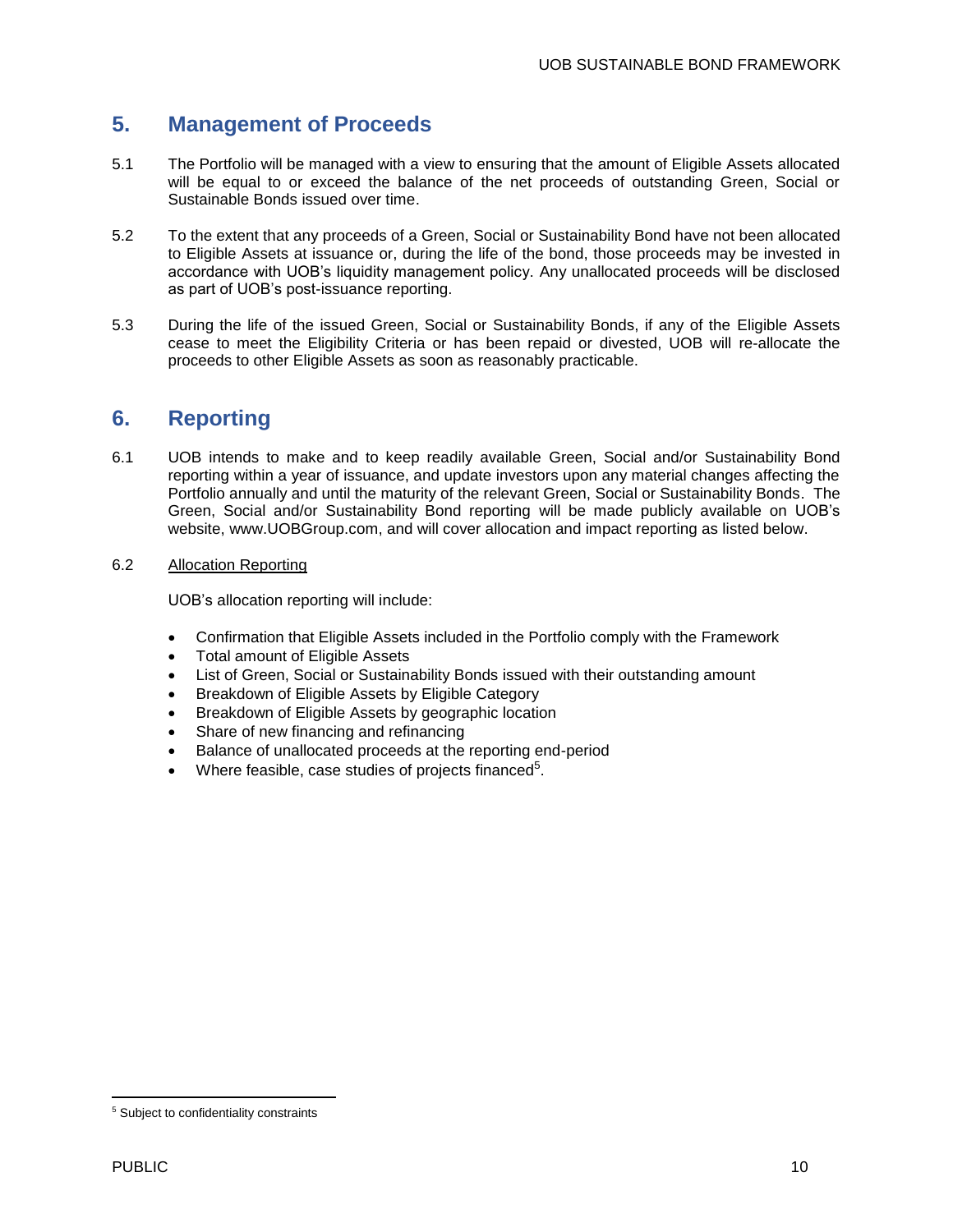## 5. Management of Proceeds

5.1 The Portfolio will be managed with a view to ensuring that the amount of Eligible Assets allocated will be equal to or exceed the balance of the net proceeds of outstanding Green, Social or Sustainable Bonds issued over time.

5.2 To the extent that any proceeds of a Green, Social or Sustainability Bond have not been allocated to Eligible Assets at issuance or, during the life of the bond, those proceeds may be invested in accordance with UOB's liquidity management policy. Any unallocated proceeds will be disclosed as part of UOB's post-issuance reporting.

5.3 During the life of the issued Green, Social or Sustainability Bonds, if any of the Eligible Assets cease to meet the Eligibility Criteria or has been repaid or divested, UOB will re-allocate the proceeds to other Eligible Assets as soon as reasonably practicable.

## 6. Reporting

6.1 UOB intends to make and to keep readily available Green, Social and/or Sustainability Bond reporting within a year of issuance, and update investors upon any material changes affecting the Portfolio annually and until the maturity of the relevant Green, Social or Sustainability Bonds. The Green, Social and/or Sustainability Bond reporting will be made publicly available on UOB's website, www.UOBGroup.com, and will cover allocation and impact reporting as listed below.

6.2 Allocation Reporting

UOB's allocation reporting will include:

- Confirmation that Eligible Assets included in the Portfolio comply with the Framework
- Total amount of Eligible Assets
- List of Green, Social or Sustainability Bonds issued with their outstanding amount
- Breakdown of Eligible Assets by Eligible Category
- Breakdown of Eligible Assets by geographic location
- Share of new financing and refinancing
- Balance of unallocated proceeds at the reporting end-period
- Where feasible, case studies of projects financed[5].

[5] Subject to confidentiality constraints

PUBLIC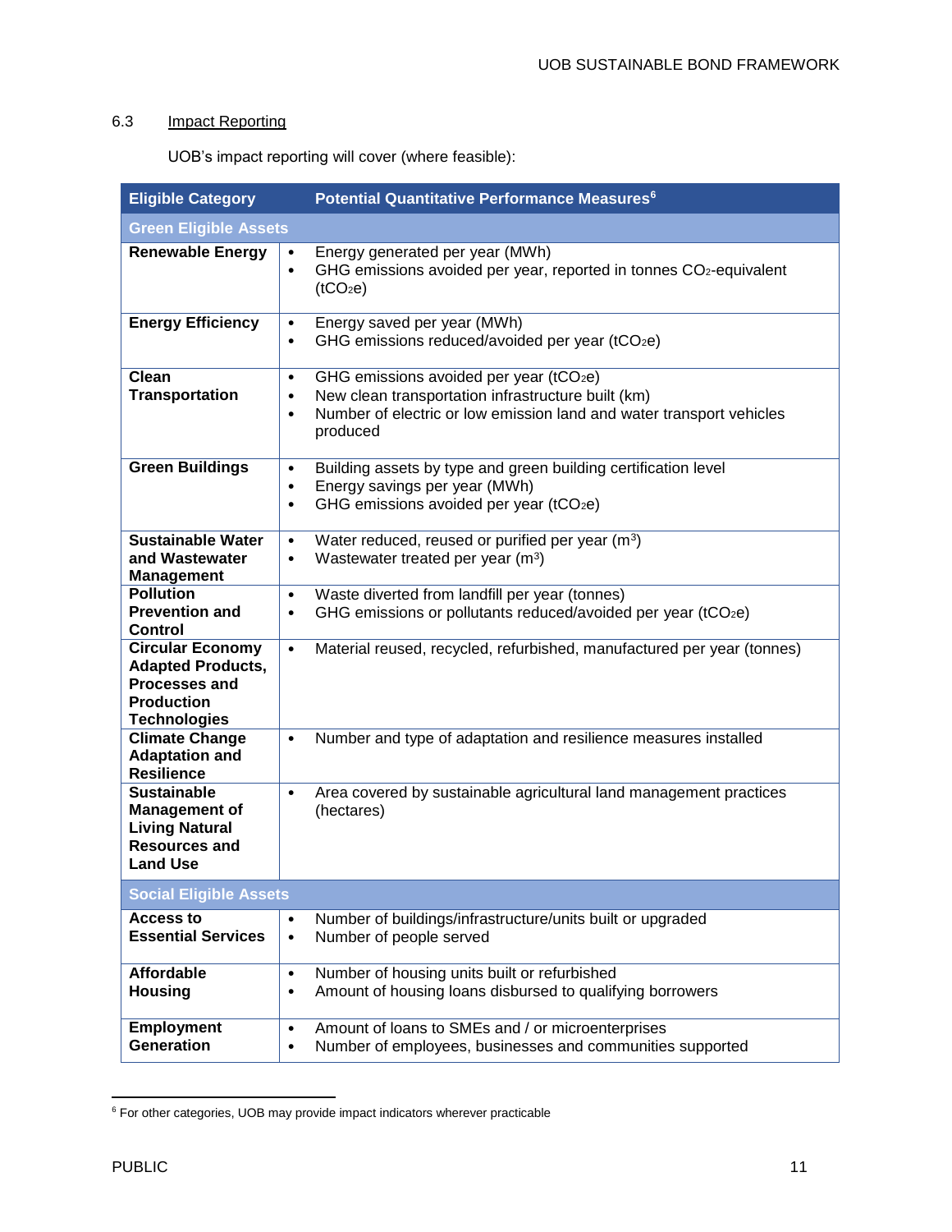### 6.3 Impact Reporting

UOB's impact reporting will cover (where feasible):

| Eligible Category | Potential Quantitative Performance Measures[6] |
|---|---|
| **Green Eligible Assets** | |
| **Renewable Energy** | • Energy generated per year (MWh)<br>• GHG emissions avoided per year, reported in tonnes $CO_2$-equivalent ($tCO_2e$) |
| **Energy Efficiency** | • Energy saved per year (MWh)<br>• GHG emissions reduced/avoided per year ($tCO_2e$) |
| **Clean Transportation** | • GHG emissions avoided per year ($tCO_2e$)<br>• New clean transportation infrastructure built (km)<br>• Number of electric or low emission land and water transport vehicles produced |
| **Green Buildings** | • Building assets by type and green building certification level<br>• Energy savings per year (MWh)<br>• GHG emissions avoided per year ($tCO_2e$) |
| **Sustainable Water and Wastewater Management** | • Water reduced, reused or purified per year ($m^3$)<br>• Wastewater treated per year ($m^3$) |
| **Pollution Prevention and Control** | • Waste diverted from landfill per year (tonnes)<br>• GHG emissions or pollutants reduced/avoided per year ($tCO_2e$) |
| **Circular Economy Adapted Products, Processes and Production Technologies** | • Material reused, recycled, refurbished, manufactured per year (tonnes) |
| **Climate Change Adaptation and Resilience** | • Number and type of adaptation and resilience measures installed |
| **Sustainable Management of Living Natural Resources and Land Use** | • Area covered by sustainable agricultural land management practices (hectares) |
| **Social Eligible Assets** | |
| **Access to Essential Services** | • Number of buildings/infrastructure/units built or upgraded<br>• Number of people served |
| **Affordable Housing** | • Number of housing units built or refurbished<br>• Amount of housing loans disbursed to qualifying borrowers |
| **Employment Generation** | • Amount of loans to SMEs and / or microenterprises<br>• Number of employees, businesses and communities supported |

[6] For other categories, UOB may provide impact indicators wherever practicable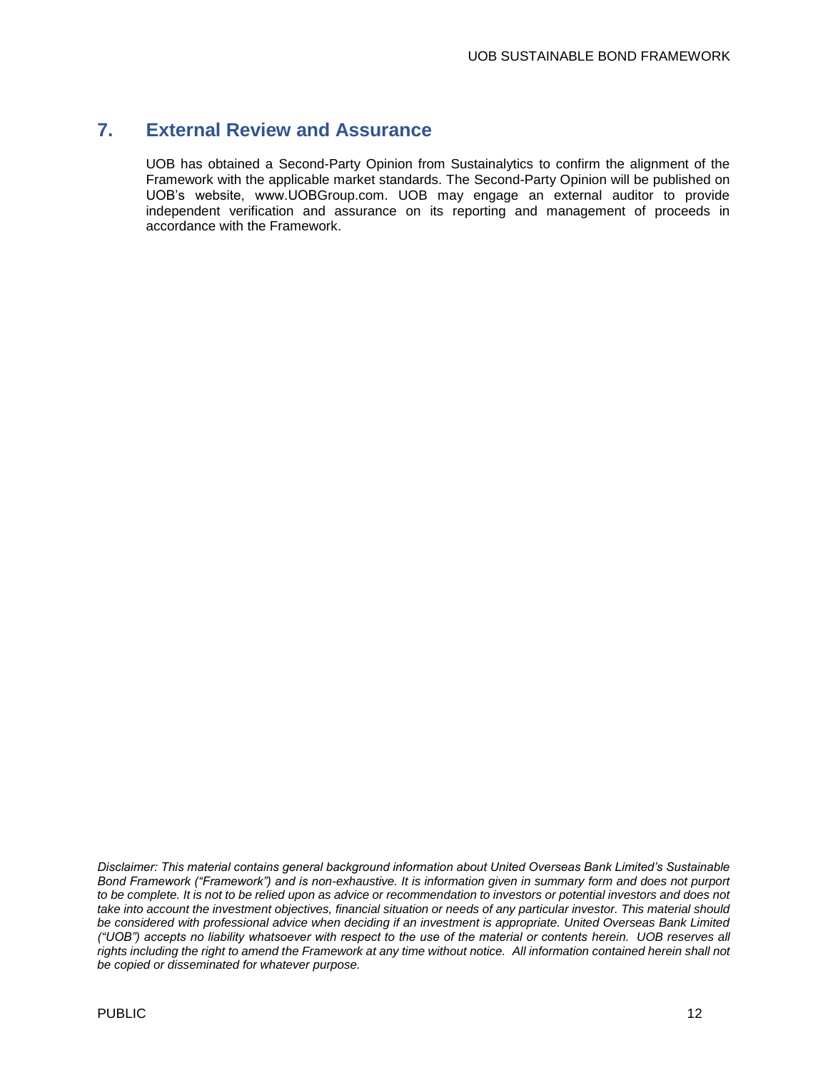## 7. External Review and Assurance

UOB has obtained a Second-Party Opinion from Sustainalytics to confirm the alignment of the Framework with the applicable market standards. The Second-Party Opinion will be published on UOB's website, www.UOBGroup.com. UOB may engage an external auditor to provide independent verification and assurance on its reporting and management of proceeds in accordance with the Framework.

*Disclaimer: This material contains general background information about United Overseas Bank Limited's Sustainable Bond Framework ("Framework") and is non-exhaustive. It is information given in summary form and does not purport to be complete. It is not to be relied upon as advice or recommendation to investors or potential investors and does not take into account the investment objectives, financial situation or needs of any particular investor. This material should be considered with professional advice when deciding if an investment is appropriate. United Overseas Bank Limited ("UOB") accepts no liability whatsoever with respect to the use of the material or contents herein. UOB reserves all rights including the right to amend the Framework at any time without notice. All information contained herein shall not be copied or disseminated for whatever purpose.*

PUBLIC